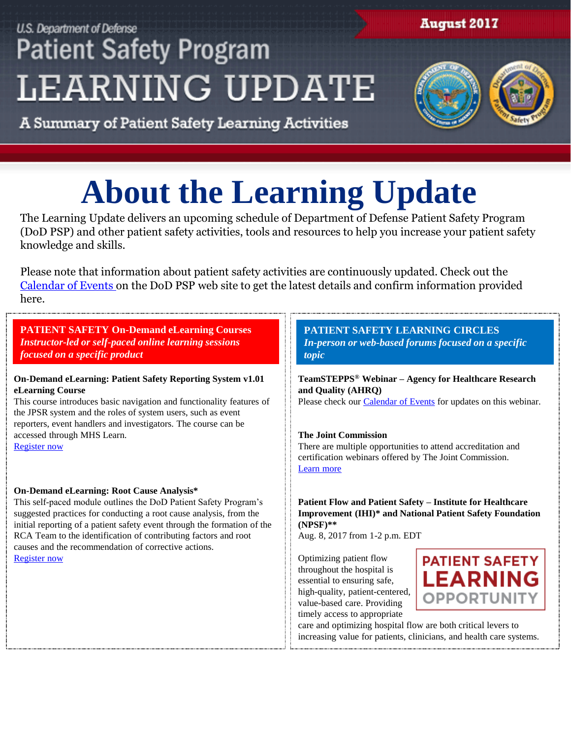U.S. Department of Defense
Patient Safety Program
LEARNING UPDATE

A Summary of Patient Safety Learning Activities

August 2017

# About the Learning Update

The Learning Update delivers an upcoming schedule of Department of Defense Patient Safety Program (DoD PSP) and other patient safety activities, tools and resources to help you increase your patient safety knowledge and skills.

Please note that information about patient safety activities are continuously updated. Check out the Calendar of Events on the DoD PSP web site to get the latest details and confirm information provided here.

## PATIENT SAFETY On-Demand eLearning Courses

*Instructor-led or self-paced online learning sessions focused on a specific product*

**On-Demand eLearning: Patient Safety Reporting System v1.01 eLearning Course**

This course introduces basic navigation and functionality features of the JPSR system and the roles of system users, such as event reporters, event handlers and investigators. The course can be accessed through MHS Learn.

Register now

**On-Demand eLearning: Root Cause Analysis***

This self-paced module outlines the DoD Patient Safety Program's suggested practices for conducting a root cause analysis, from the initial reporting of a patient safety event through the formation of the RCA Team to the identification of contributing factors and root causes and the recommendation of corrective actions.

Register now

## PATIENT SAFETY LEARNING CIRCLES

*In-person or web-based forums focused on a specific topic*

**TeamSTEPPS® Webinar – Agency for Healthcare Research and Quality (AHRQ)**

Please check our Calendar of Events for updates on this webinar.

**The Joint Commission**

There are multiple opportunities to attend accreditation and certification webinars offered by The Joint Commission.

Learn more

**Patient Flow and Patient Safety – Institute for Healthcare Improvement (IHI)* and National Patient Safety Foundation (NPSF)****

Aug. 8, 2017 from 1-2 p.m. EDT

PATIENT SAFETY LEARNING OPPORTUNITY

Optimizing patient flow throughout the hospital is essential to ensuring safe, high-quality, patient-centered, value-based care. Providing timely access to appropriate care and optimizing hospital flow are both critical levers to increasing value for patients, clinicians, and health care systems.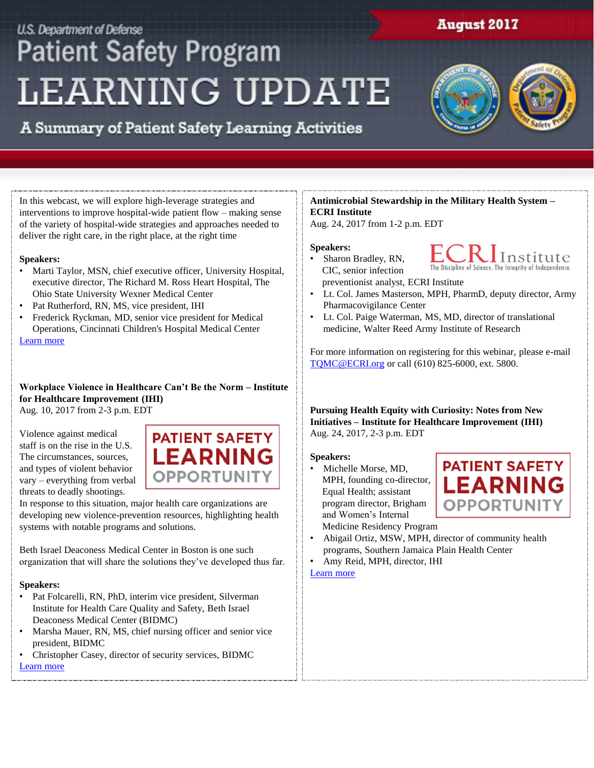In this webcast, we will explore high-leverage strategies and interventions to improve hospital-wide patient flow – making sense of the variety of hospital-wide strategies and approaches needed to deliver the right care, in the right place, at the right time

**Speakers:**

- Marti Taylor, MSN, chief executive officer, University Hospital, executive director, The Richard M. Ross Heart Hospital, The Ohio State University Wexner Medical Center
- Pat Rutherford, RN, MS, vice president, IHI
- Frederick Ryckman, MD, senior vice president for Medical Operations, Cincinnati Children's Hospital Medical Center

Learn more

**Workplace Violence in Healthcare Can't Be the Norm – Institute for Healthcare Improvement (IHI)**
Aug. 10, 2017 from 2-3 p.m. EDT

PATIENT SAFETY LEARNING OPPORTUNITY

Violence against medical staff is on the rise in the U.S. The circumstances, sources, and types of violent behavior vary – everything from verbal threats to deadly shootings. In response to this situation, major health care organizations are developing new violence-prevention resources, highlighting health systems with notable programs and solutions.

Beth Israel Deaconess Medical Center in Boston is one such organization that will share the solutions they've developed thus far.

**Speakers:**

- Pat Folcarelli, RN, PhD, interim vice president, Silverman Institute for Health Care Quality and Safety, Beth Israel Deaconess Medical Center (BIDMC)
- Marsha Mauer, RN, MS, chief nursing officer and senior vice president, BIDMC
- Christopher Casey, director of security services, BIDMC

Learn more

**Antimicrobial Stewardship in the Military Health System – ECRI Institute**
Aug. 24, 2017 from 1-2 p.m. EDT

**Speakers:**

- Sharon Bradley, RN, CIC, senior infection preventionist analyst, ECRI Institute
- Lt. Col. James Masterson, MPH, PharmD, deputy director, Army Pharmacovigilance Center
- Lt. Col. Paige Waterman, MS, MD, director of translational medicine, Walter Reed Army Institute of Research

For more information on registering for this webinar, please e-mail TQMC@ECRI.org or call (610) 825-6000, ext. 5800.

**Pursuing Health Equity with Curiosity: Notes from New Initiatives – Institute for Healthcare Improvement (IHI)**
Aug. 24, 2017, 2-3 p.m. EDT

PATIENT SAFETY LEARNING OPPORTUNITY

**Speakers:**

- Michelle Morse, MD, MPH, founding co-director, Equal Health; assistant program director, Brigham and Women's Internal Medicine Residency Program
- Abigail Ortiz, MSW, MPH, director of community health programs, Southern Jamaica Plain Health Center
- Amy Reid, MPH, director, IHI

Learn more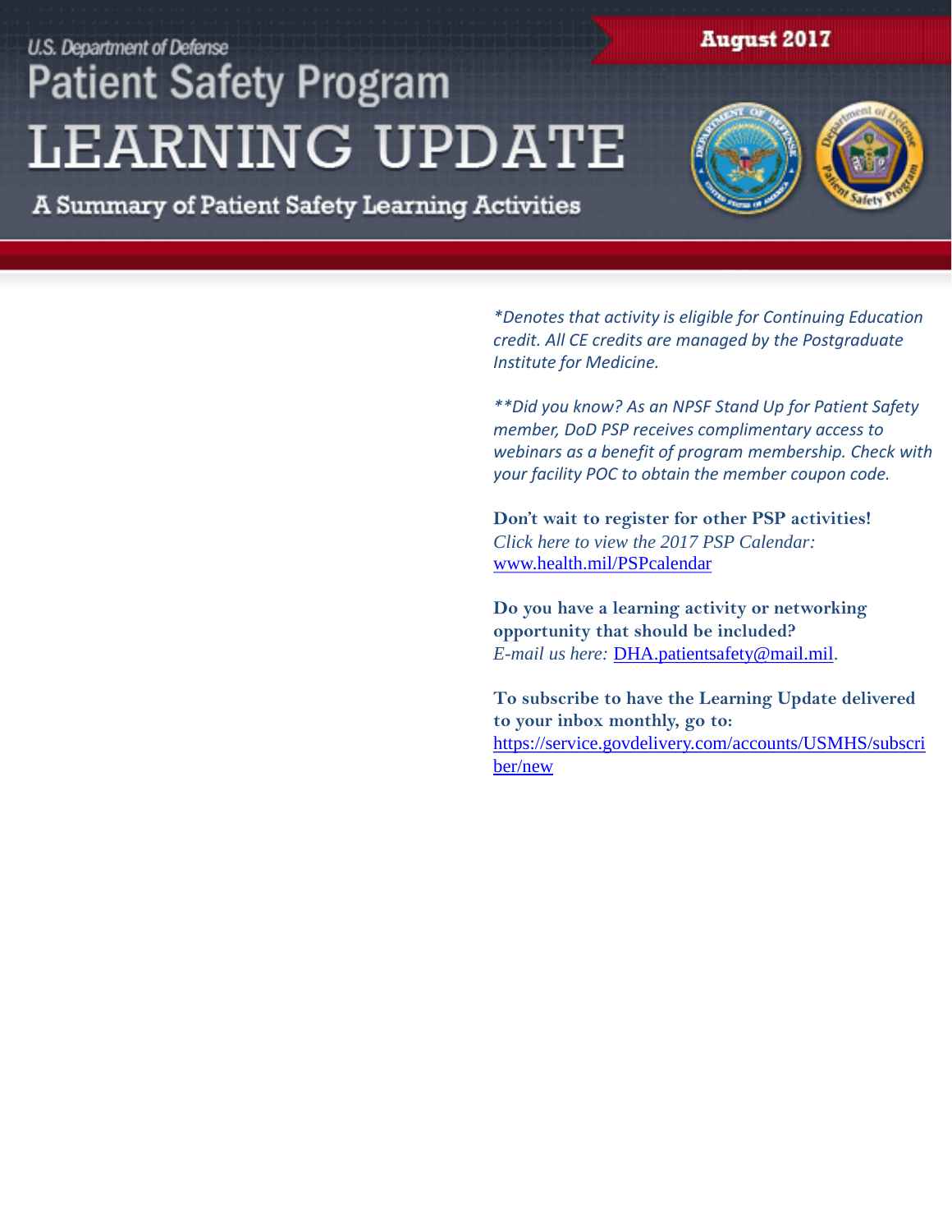U.S. Department of Defense

# Patient Safety Program LEARNING UPDATE

**August 2017**

A Summary of Patient Safety Learning Activities

*\*Denotes that activity is eligible for Continuing Education credit. All CE credits are managed by the Postgraduate Institute for Medicine.*

*\*\*Did you know? As an NPSF Stand Up for Patient Safety member, DoD PSP receives complimentary access to webinars as a benefit of program membership. Check with your facility POC to obtain the member coupon code.*

**Don't wait to register for other PSP activities!**
*Click here to view the 2017 PSP Calendar:* www.health.mil/PSPcalendar

**Do you have a learning activity or networking opportunity that should be included?**
*E-mail us here:* DHA.patientsafety@mail.mil.

**To subscribe to have the Learning Update delivered to your inbox monthly, go to:**
https://service.govdelivery.com/accounts/USMHS/subscriber/new